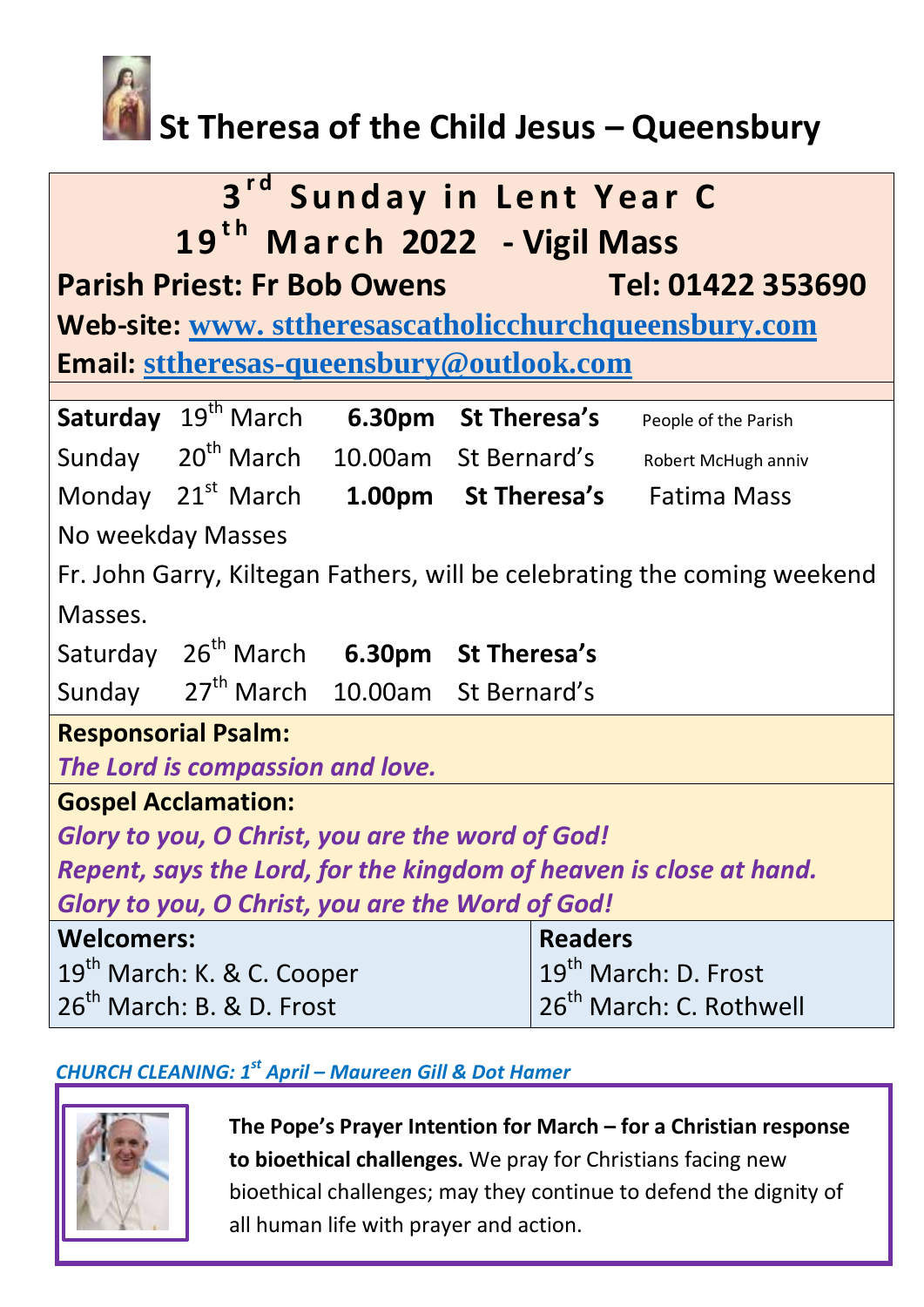# St Theresa of the Child Jesus – Queensbury

## 3rd Sunday in Lent Year C
## 19th March 2022 - Vigil Mass

**Parish Priest: Fr Bob Owens** **Tel: 01422 353690**

**Web-site:** [www. sttheresascatholicchurchqueensbury.com](http://www.sttheresascatholicchurchqueensbury.com)

**Email:** [sttheresas-queensbury@outlook.com](mailto:sttheresas-queensbury@outlook.com)

| | | | | |
|---|---|---|---|---|
| **Saturday** | 19th March | **6.30pm** | **St Theresa's** | People of the Parish |
| Sunday | 20th March | 10.00am | St Bernard's | Robert McHugh anniv |
| Monday | 21st March | **1.00pm** | **St Theresa's** | Fatima Mass |

No weekday Masses

Fr. John Garry, Kiltegan Fathers, will be celebrating the coming weekend Masses.

| | | | |
|---|---|---|---|
| Saturday | 26th March | **6.30pm** | **St Theresa's** |
| Sunday | 27th March | 10.00am | St Bernard's |

**Responsorial Psalm:**

***The Lord is compassion and love.***

**Gospel Acclamation:**

***Glory to you, O Christ, you are the word of God!***
***Repent, says the Lord, for the kingdom of heaven is close at hand.***
***Glory to you, O Christ, you are the Word of God!***

| **Welcomers:** | **Readers** |
|---|---|
| 19th March: K. & C. Cooper | 19th March: D. Frost |
| 26th March: B. & D. Frost | 26th March: C. Rothwell |

***CHURCH CLEANING: 1st April – Maureen Gill & Dot Hamer***

**The Pope's Prayer Intention for March – for a Christian response to bioethical challenges.** We pray for Christians facing new bioethical challenges; may they continue to defend the dignity of all human life with prayer and action.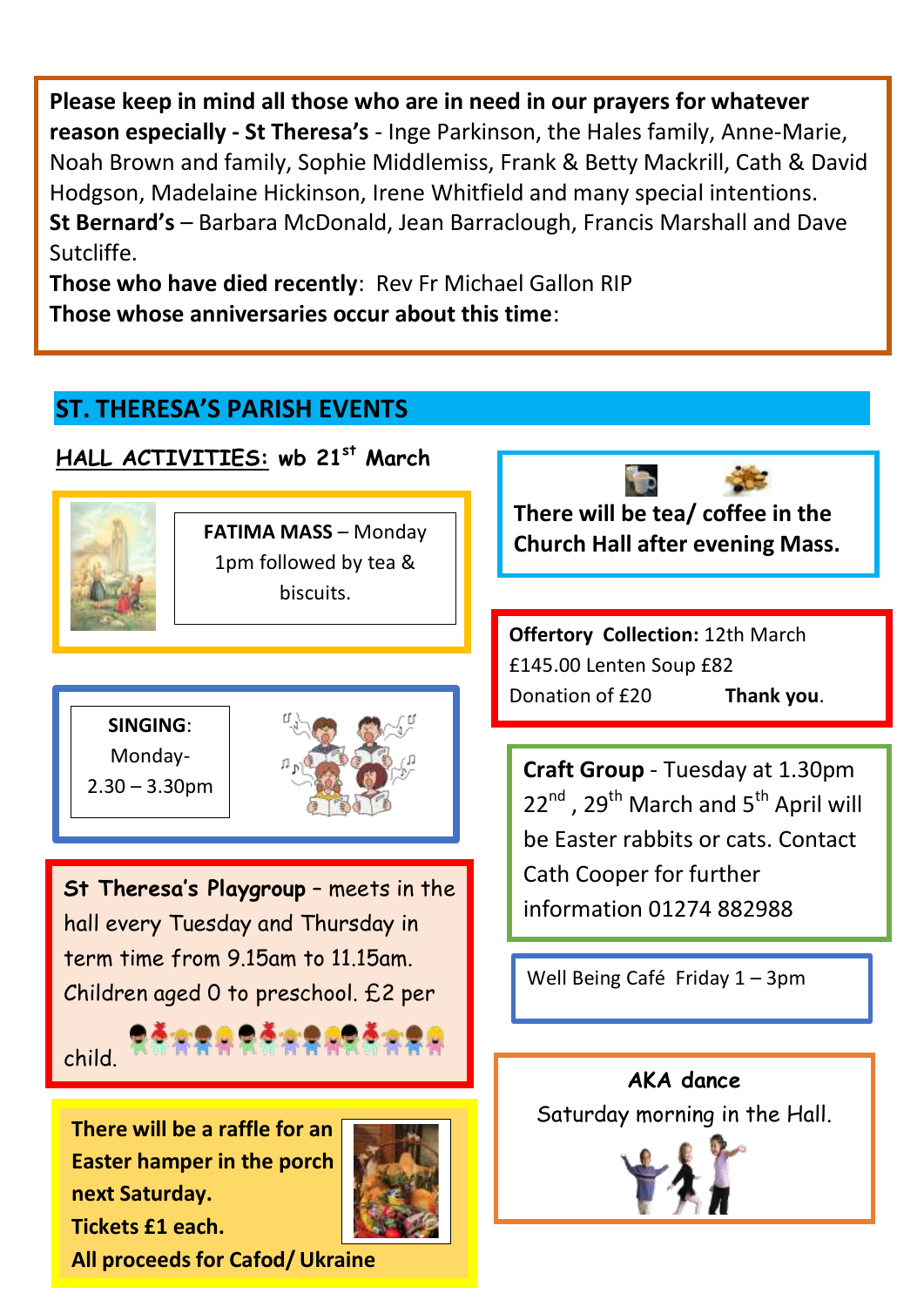**Please keep in mind all those who are in need in our prayers for whatever reason especially - St Theresa's** - Inge Parkinson, the Hales family, Anne-Marie, Noah Brown and family, Sophie Middlemiss, Frank & Betty Mackrill, Cath & David Hodgson, Madelaine Hickinson, Irene Whitfield and many special intentions.
**St Bernard's** – Barbara McDonald, Jean Barraclough, Francis Marshall and Dave Sutcliffe.
**Those who have died recently**: Rev Fr Michael Gallon RIP
**Those whose anniversaries occur about this time**:

## ST. THERESA'S PARISH EVENTS

### HALL ACTIVITIES: wb 21st March

**FATIMA MASS** – Monday 1pm followed by tea & biscuits.

**SINGING**: Monday- 2.30 – 3.30pm

**St Theresa's Playgroup** – meets in the hall every Tuesday and Thursday in term time from 9.15am to 11.15am. Children aged 0 to preschool. £2 per child.

**There will be a raffle for an Easter hamper in the porch next Saturday.**
**Tickets £1 each.**
**All proceeds for Cafod/ Ukraine**

**There will be tea/ coffee in the Church Hall after evening Mass.**

**Offertory Collection:** 12th March £145.00 Lenten Soup £82
Donation of £20 **Thank you**.

**Craft Group** - Tuesday at 1.30pm 22nd , 29th March and 5th April will be Easter rabbits or cats. Contact Cath Cooper for further information 01274 882988

Well Being Café Friday 1 – 3pm

**AKA dance**
Saturday morning in the Hall.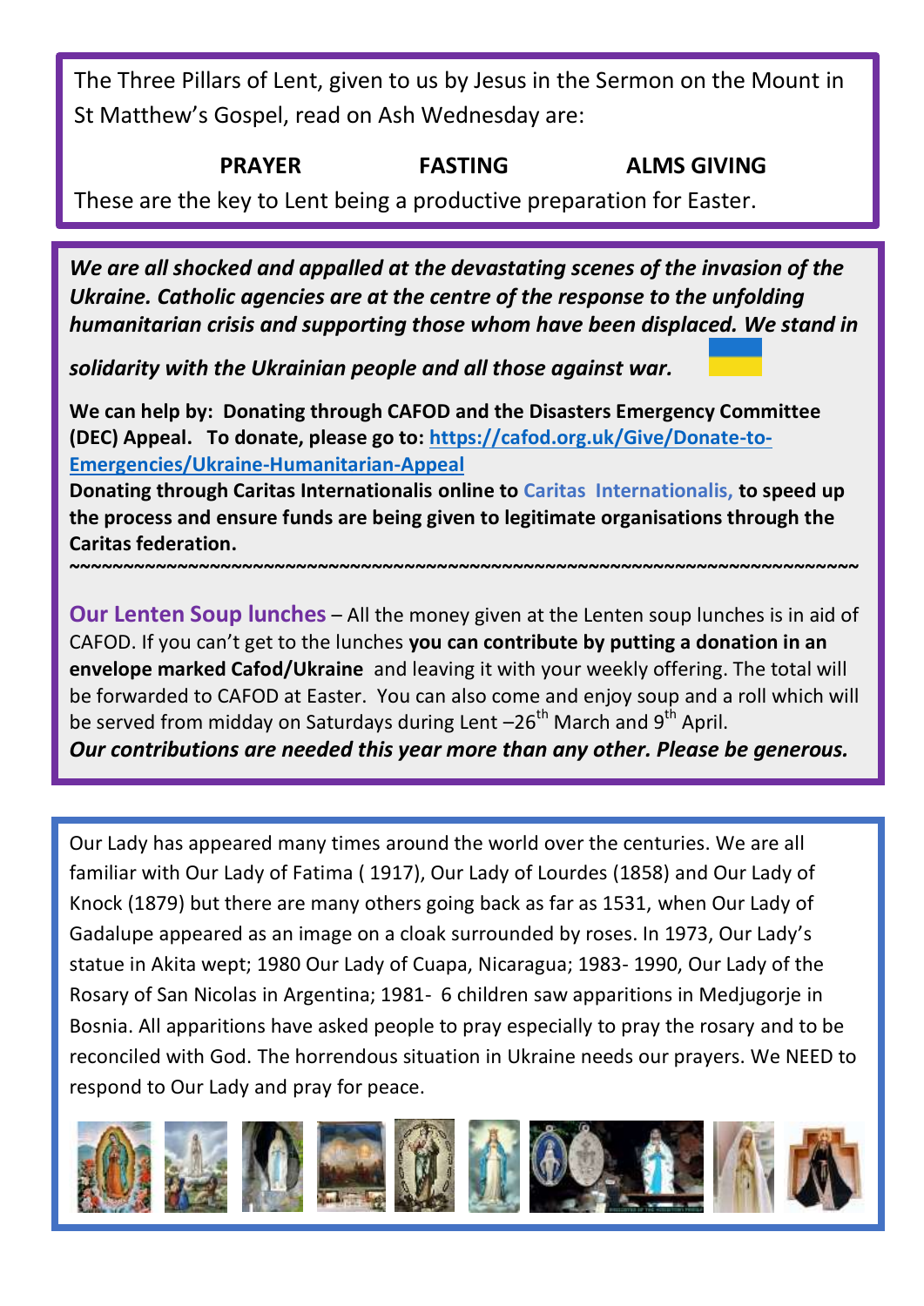The Three Pillars of Lent, given to us by Jesus in the Sermon on the Mount in St Matthew's Gospel, read on Ash Wednesday are:

**PRAYER** **FASTING** **ALMS GIVING**

These are the key to Lent being a productive preparation for Easter.

***We are all shocked and appalled at the devastating scenes of the invasion of the Ukraine. Catholic agencies are at the centre of the response to the unfolding humanitarian crisis and supporting those whom have been displaced. We stand in solidarity with the Ukrainian people and all those against war.***

**We can help by: Donating through CAFOD and the Disasters Emergency Committee (DEC) Appeal. To donate, please go to: https://cafod.org.uk/Give/Donate-to-Emergencies/Ukraine-Humanitarian-Appeal**

**Donating through Caritas Internationalis online to Caritas Internationalis, to speed up the process and ensure funds are being given to legitimate organisations through the Caritas federation.**

~~~~~~~~~~~~~~~~~~~~~~~~~~~~~~~~~~~~~~~~~~~~~~~~~~~~~~~~~~~~~~~~~~~~~~~~~~~~

**Our Lenten Soup lunches** – All the money given at the Lenten soup lunches is in aid of CAFOD. If you can't get to the lunches **you can contribute by putting a donation in an envelope marked Cafod/Ukraine** and leaving it with your weekly offering. The total will be forwarded to CAFOD at Easter. You can also come and enjoy soup and a roll which will be served from midday on Saturdays during Lent –26th March and 9th April.

***Our contributions are needed this year more than any other. Please be generous.***

Our Lady has appeared many times around the world over the centuries. We are all familiar with Our Lady of Fatima ( 1917), Our Lady of Lourdes (1858) and Our Lady of Knock (1879) but there are many others going back as far as 1531, when Our Lady of Gadalupe appeared as an image on a cloak surrounded by roses. In 1973, Our Lady's statue in Akita wept; 1980 Our Lady of Cuapa, Nicaragua; 1983- 1990, Our Lady of the Rosary of San Nicolas in Argentina; 1981- 6 children saw apparitions in Medjugorje in Bosnia. All apparitions have asked people to pray especially to pray the rosary and to be reconciled with God. The horrendous situation in Ukraine needs our prayers. We NEED to respond to Our Lady and pray for peace.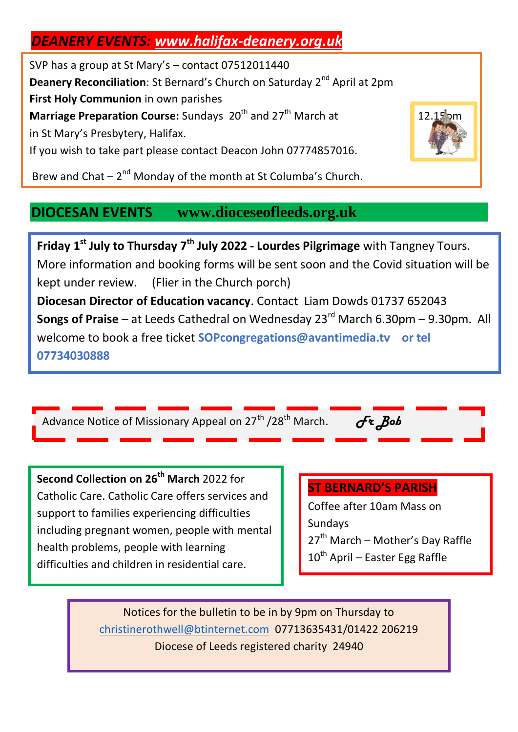## *DEANERY EVENTS:* *www.halifax-deanery.org.uk*

SVP has a group at St Mary's – contact 07512011440

**Deanery Reconciliation**: St Bernard's Church on Saturday 2nd April at 2pm

**First Holy Communion** in own parishes

**Marriage Preparation Course:** Sundays 20th and 27th March at 12.15pm in St Mary's Presbytery, Halifax.

If you wish to take part please contact Deacon John 07774857016.

Brew and Chat – 2nd Monday of the month at St Columba's Church.

## DIOCESAN EVENTS www.dioceseofleeds.org.uk

**Friday 1st July to Thursday 7th July 2022 - Lourdes Pilgrimage** with Tangney Tours. More information and booking forms will be sent soon and the Covid situation will be kept under review. (Flier in the Church porch)

**Diocesan Director of Education vacancy**. Contact Liam Dowds 01737 652043

**Songs of Praise** – at Leeds Cathedral on Wednesday 23rd March 6.30pm – 9.30pm. All welcome to book a free ticket **SOPcongregations@avantimedia.tv or tel 07734030888**

Advance Notice of Missionary Appeal on 27th /28th March. *Fr Bob*

**Second Collection on 26th March** 2022 for Catholic Care. Catholic Care offers services and support to families experiencing difficulties including pregnant women, people with mental health problems, people with learning difficulties and children in residential care.

## ST BERNARD'S PARISH

Coffee after 10am Mass on Sundays

27th March – Mother's Day Raffle

10th April – Easter Egg Raffle

Notices for the bulletin to be in by 9pm on Thursday to christinerothwell@btinternet.com 07713635431/01422 206219

Diocese of Leeds registered charity 24940